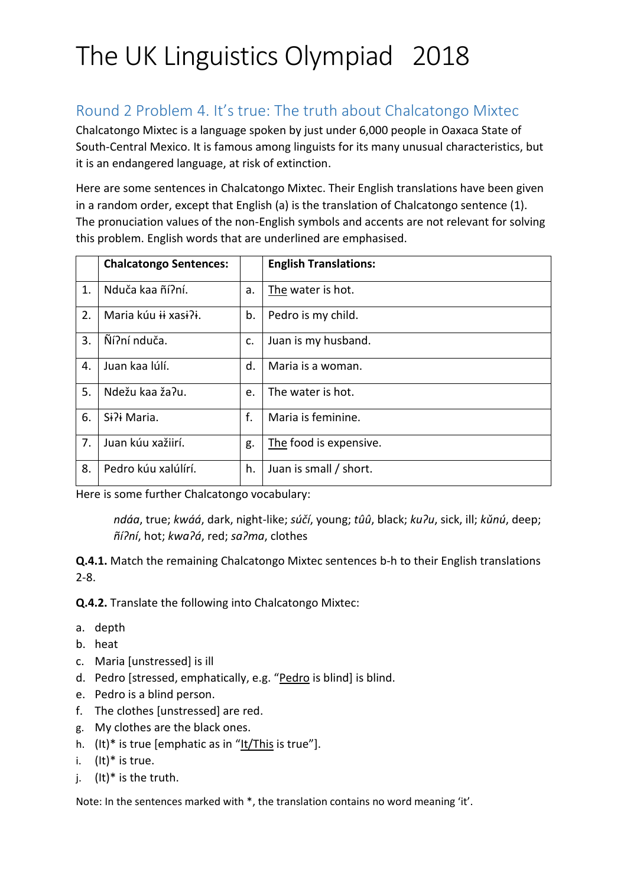# The UK Linguistics Olympiad 2018

## Round 2 Problem 4. It's true: The truth about Chalcatongo Mixtec

Chalcatongo Mixtec is a language spoken by just under 6,000 people in Oaxaca State of South-Central Mexico. It is famous among linguists for its many unusual characteristics, but it is an endangered language, at risk of extinction.

Here are some sentences in Chalcatongo Mixtec. Their English translations have been given in a random order, except that English (a) is the translation of Chalcatongo sentence (1). The pronuciation values of the non-English symbols and accents are not relevant for solving this problem. English words that are underlined are emphasised.

| | **Chalcatongo Sentences:** | | **English Translations:** |
|---|---|---|---|
| 1. | Nduča kaa ñíʔní. | a. | <u>The</u> water is hot. |
| 2. | Maria kúu ɨɨ xasɨʔɨ. | b. | Pedro is my child. |
| 3. | Ñíʔní nduča. | c. | Juan is my husband. |
| 4. | Juan kaa lúlí. | d. | Maria is a woman. |
| 5. | Ndežu kaa žaʔu. | e. | The water is hot. |
| 6. | Sɨʔɨ Maria. | f. | Maria is feminine. |
| 7. | Juan kúu xažiirí. | g. | <u>The</u> food is expensive. |
| 8. | Pedro kúu xalúlírí. | h. | Juan is small / short. |

Here is some further Chalcatongo vocabulary:

> *ndáa*, true; *kwáá*, dark, night-like; *súčí*, young; *tûû*, black; *kuʔu*, sick, ill; *kǔnú*, deep; *ñíʔní*, hot; *kwaʔá*, red; *saʔma*, clothes

**Q.4.1.** Match the remaining Chalcatongo Mixtec sentences b-h to their English translations 2-8.

**Q.4.2.** Translate the following into Chalcatongo Mixtec:

a. depth
b. heat
c. Maria [unstressed] is ill
d. Pedro [stressed, emphatically, e.g. "<u>Pedro</u> is blind] is blind.
e. Pedro is a blind person.
f. The clothes [unstressed] are red.
g. My clothes are the black ones.
h. (It)* is true [emphatic as in "<u>It/This</u> is true"].
i. (It)* is true.
j. (It)* is the truth.

Note: In the sentences marked with *, the translation contains no word meaning 'it'.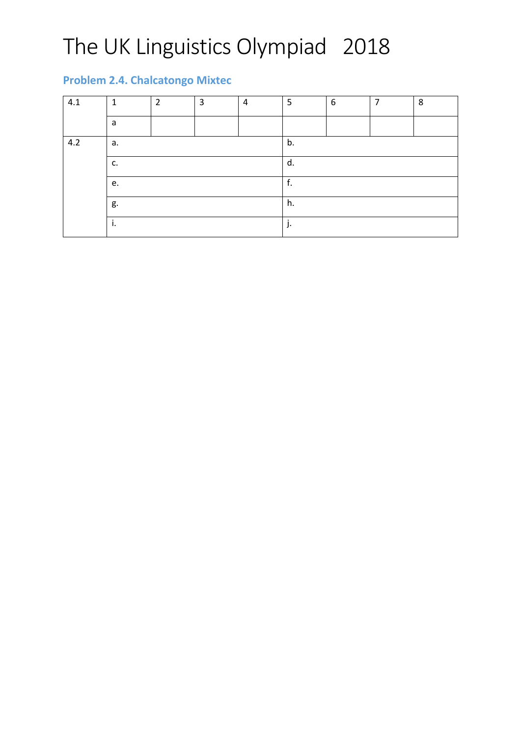# The UK Linguistics Olympiad 2018

### Problem 2.4. Chalcatongo Mixtec

| | | | | | | | | |
|---|---|---|---|---|---|---|---|---|
| 4.1 | 1 | 2 | 3 | 4 | 5 | 6 | 7 | 8 |
| | a | | | | | | | |
| 4.2 | a. | | | | b. | | | |
| | c. | | | | d. | | | |
| | e. | | | | f. | | | |
| | g. | | | | h. | | | |
| | i. | | | | j. | | | |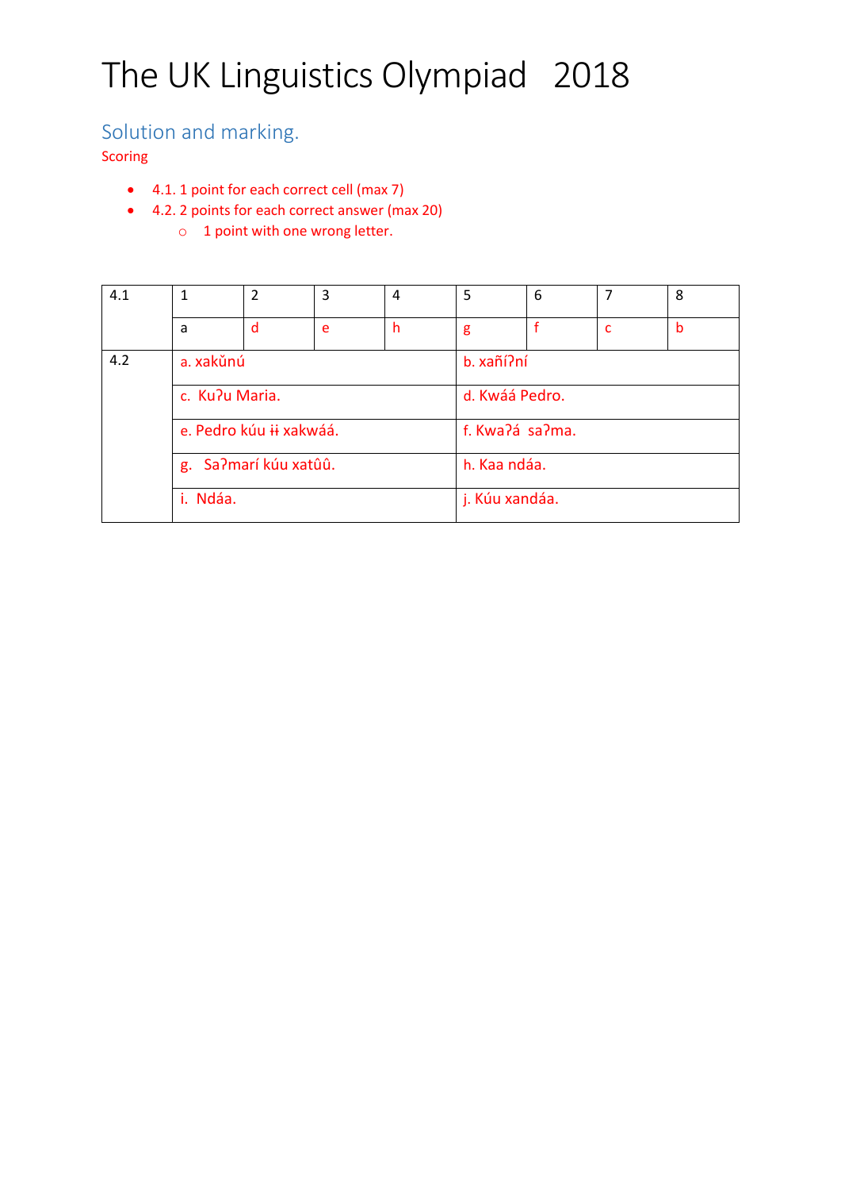# The UK Linguistics Olympiad 2018

## Solution and marking.

Scoring

- 4.1. 1 point for each correct cell (max 7)
- 4.2. 2 points for each correct answer (max 20)
    - 1 point with one wrong letter.

| 4.1 | 1 | 2 | 3 | 4 | 5 | 6 | 7 | 8 |
|---|---|---|---|---|---|---|---|---|
| | a | d | e | h | g | f | c | b |

| 4.2 | | |
|---|---|---|
| | a. xakǔnú | b. xañíʔní |
| | c. Kuʔu Maria. | d. Kwáá Pedro. |
| | e. Pedro kúu ɨɨ xakwáá. | f. Kwaʔá saʔma. |
| | g. Saʔmarí kúu xatûû. | h. Kaa ndáa. |
| | i. Ndáa. | j. Kúu xandáa. |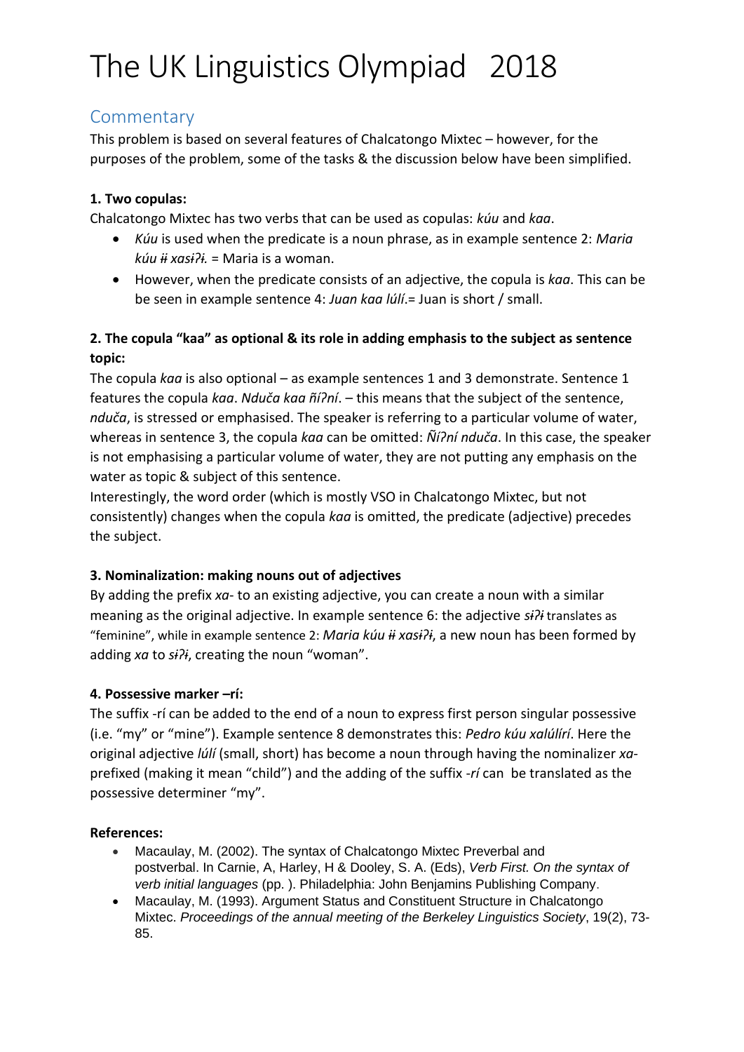# The UK Linguistics Olympiad 2018

## Commentary

This problem is based on several features of Chalcatongo Mixtec – however, for the purposes of the problem, some of the tasks & the discussion below have been simplified.

**1. Two copulas:**

Chalcatongo Mixtec has two verbs that can be used as copulas: *kúu* and *kaa*.

- *Kúu* is used when the predicate is a noun phrase, as in example sentence 2: *Maria kúu ɨɨ xasɨʔɨ.* = Maria is a woman.
- However, when the predicate consists of an adjective, the copula is *kaa*. This can be be seen in example sentence 4: *Juan kaa lúlí*.= Juan is short / small.

**2. The copula "kaa" as optional & its role in adding emphasis to the subject as sentence topic:**

The copula *kaa* is also optional – as example sentences 1 and 3 demonstrate. Sentence 1 features the copula *kaa*. *Nduča kaa ñíʔní.* – this means that the subject of the sentence, *nduča*, is stressed or emphasised. The speaker is referring to a particular volume of water, whereas in sentence 3, the copula *kaa* can be omitted: *Ñíʔní nduča*. In this case, the speaker is not emphasising a particular volume of water, they are not putting any emphasis on the water as topic & subject of this sentence.

Interestingly, the word order (which is mostly VSO in Chalcatongo Mixtec, but not consistently) changes when the copula *kaa* is omitted, the predicate (adjective) precedes the subject.

**3. Nominalization: making nouns out of adjectives**

By adding the prefix *xa-* to an existing adjective, you can create a noun with a similar meaning as the original adjective. In example sentence 6: the adjective *sɨʔɨ* translates as "feminine", while in example sentence 2: *Maria kúu ɨɨ xasɨʔɨ,* a new noun has been formed by adding *xa* to *sɨʔɨ*, creating the noun "woman".

**4. Possessive marker –rí:**

The suffix -rí can be added to the end of a noun to express first person singular possessive (i.e. "my" or "mine"). Example sentence 8 demonstrates this: *Pedro kúu xalúlírí*. Here the original adjective *lúlí* (small, short) has become a noun through having the nominalizer *xa-* prefixed (making it mean "child") and the adding of the suffix *-rí* can be translated as the possessive determiner "my".

**References:**

- Macaulay, M. (2002). The syntax of Chalcatongo Mixtec Preverbal and postverbal. In Carnie, A, Harley, H & Dooley, S. A. (Eds), *Verb First. On the syntax of verb initial languages* (pp. ). Philadelphia: John Benjamins Publishing Company.
- Macaulay, M. (1993). Argument Status and Constituent Structure in Chalcatongo Mixtec. *Proceedings of the annual meeting of the Berkeley Linguistics Society*, 19(2), 73-85.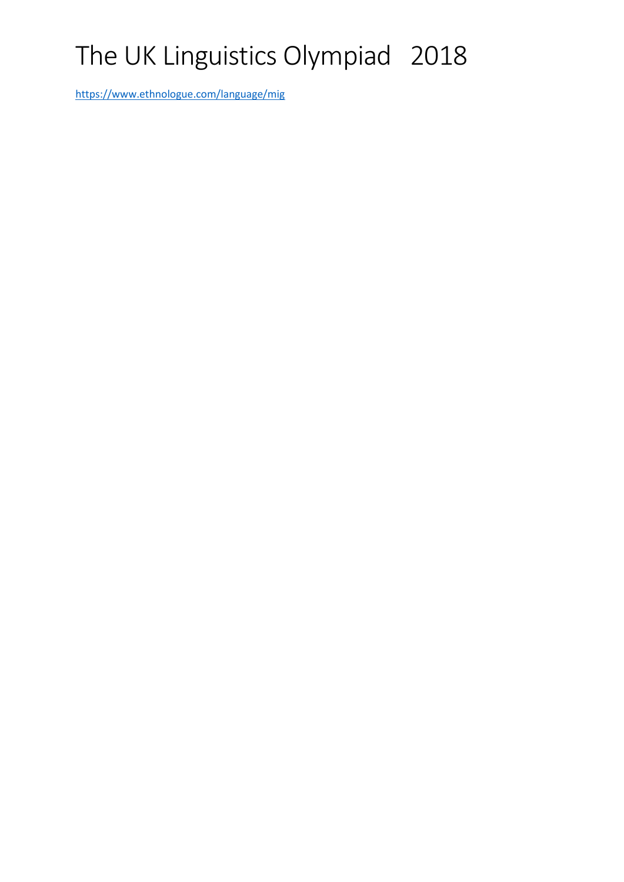# The UK Linguistics Olympiad 2018

https://www.ethnologue.com/language/mig